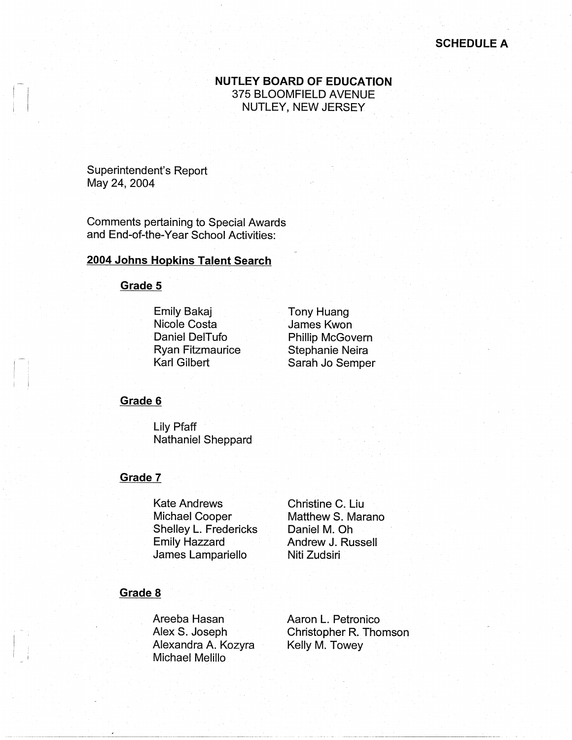SCHEDULE A

**NUTLEY BOARD OF EDUCATION**
375 BLOOMFIELD AVENUE
NUTLEY, NEW JERSEY

Superintendent's Report
May 24, 2004

Comments pertaining to Special Awards and End-of-the-Year School Activities:

## 2004 Johns Hopkins Talent Search

### Grade 5

- Emily Bakaj
- Nicole Costa
- Daniel DelTufo
- Ryan Fitzmaurice
- Karl Gilbert
- Tony Huang
- James Kwon
- Phillip McGovern
- Stephanie Neira
- Sarah Jo Semper

### Grade 6

- Lily Pfaff
- Nathaniel Sheppard

### Grade 7

- Kate Andrews
- Michael Cooper
- Shelley L. Fredericks
- Emily Hazzard
- James Lampariello
- Christine C. Liu
- Matthew S. Marano
- Daniel M. Oh
- Andrew J. Russell
- Niti Zudsiri

### Grade 8

- Areeba Hasan
- Alex S. Joseph
- Alexandra A. Kozyra
- Michael Melillo
- Aaron L. Petronico
- Christopher R. Thomson
- Kelly M. Towey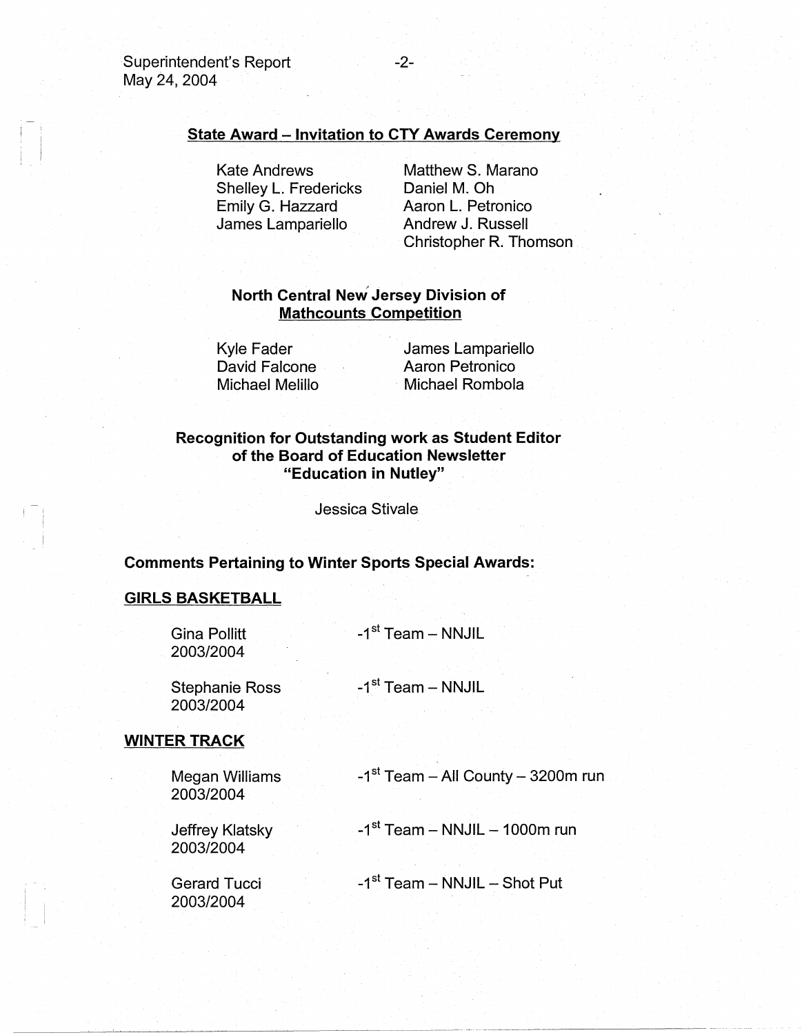## State Award – Invitation to CTY Awards Ceremony

Kate Andrews
Shelley L. Fredericks
Emily G. Hazzard
James Lampariello
Matthew S. Marano
Daniel M. Oh
Aaron L. Petronico
Andrew J. Russell
Christopher R. Thomson

## North Central New Jersey Division of Mathcounts Competition

Kyle Fader
David Falcone
Michael Melillo
James Lampariello
Aaron Petronico
Michael Rombola

## Recognition for Outstanding work as Student Editor of the Board of Education Newsletter "Education in Nutley"

Jessica Stivale

**Comments Pertaining to Winter Sports Special Awards:**

### GIRLS BASKETBALL

Gina Pollitt 2003/2004 — -1st Team – NNJIL

Stephanie Ross 2003/2004 — -1st Team – NNJIL

### WINTER TRACK

Megan Williams 2003/2004 — -1st Team – All County – 3200m run

Jeffrey Klatsky 2003/2004 — -1st Team – NNJIL – 1000m run

Gerard Tucci 2003/2004 — -1st Team – NNJIL – Shot Put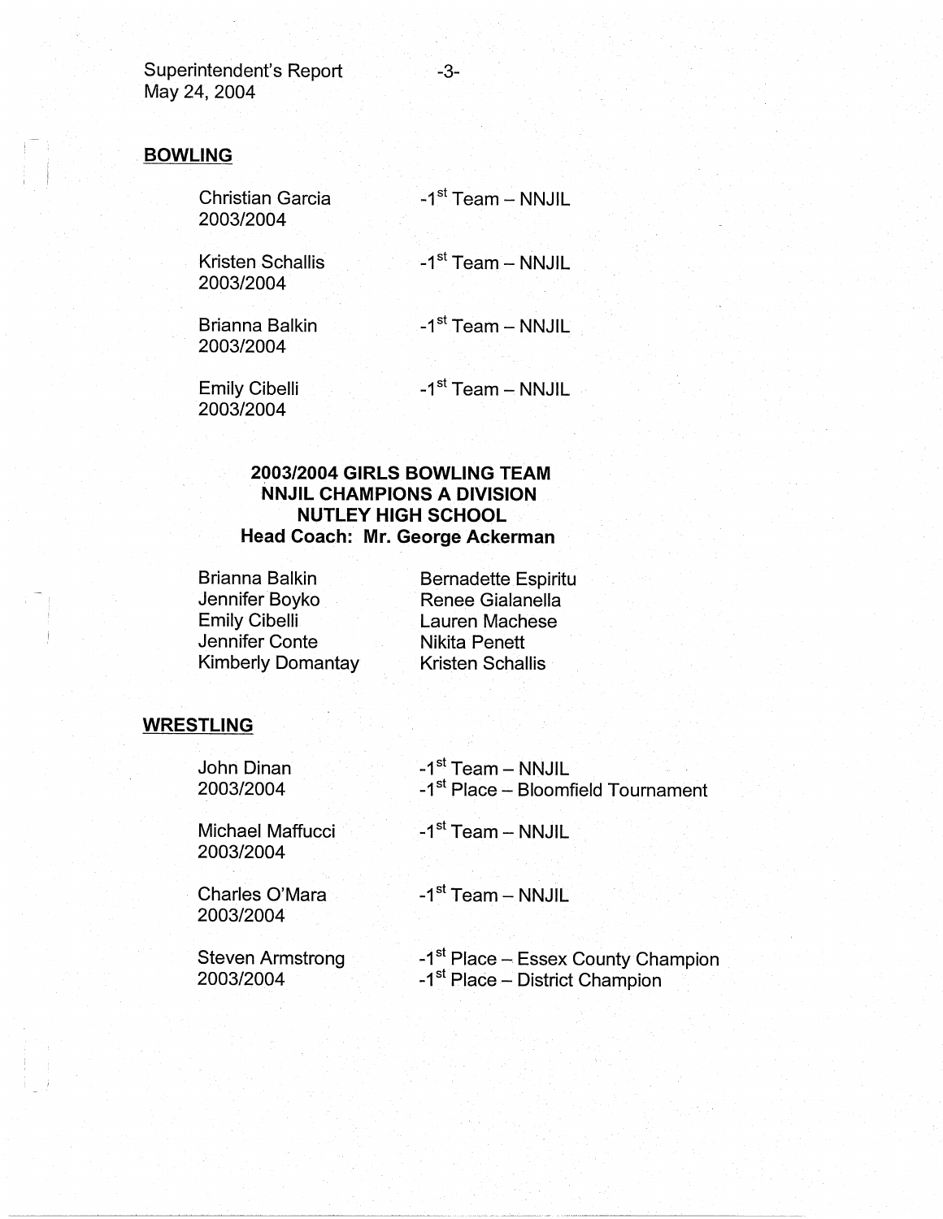## BOWLING

Christian Garcia
2003/2004
-1st Team – NNJIL

Kristen Schallis
2003/2004
-1st Team – NNJIL

Brianna Balkin
2003/2004
-1st Team – NNJIL

Emily Cibelli
2003/2004
-1st Team – NNJIL

**2003/2004 GIRLS BOWLING TEAM**
**NNJIL CHAMPIONS A DIVISION**
**NUTLEY HIGH SCHOOL**
**Head Coach: Mr. George Ackerman**

Brianna Balkin
Jennifer Boyko
Emily Cibelli
Jennifer Conte
Kimberly Domantay
Bernadette Espiritu
Renee Gialanella
Lauren Machese
Nikita Penett
Kristen Schallis

## WRESTLING

John Dinan
2003/2004
-1st Team – NNJIL
-1st Place – Bloomfield Tournament

Michael Maffucci
2003/2004
-1st Team – NNJIL

Charles O'Mara
2003/2004
-1st Team – NNJIL

Steven Armstrong
2003/2004
-1st Place – Essex County Champion
-1st Place – District Champion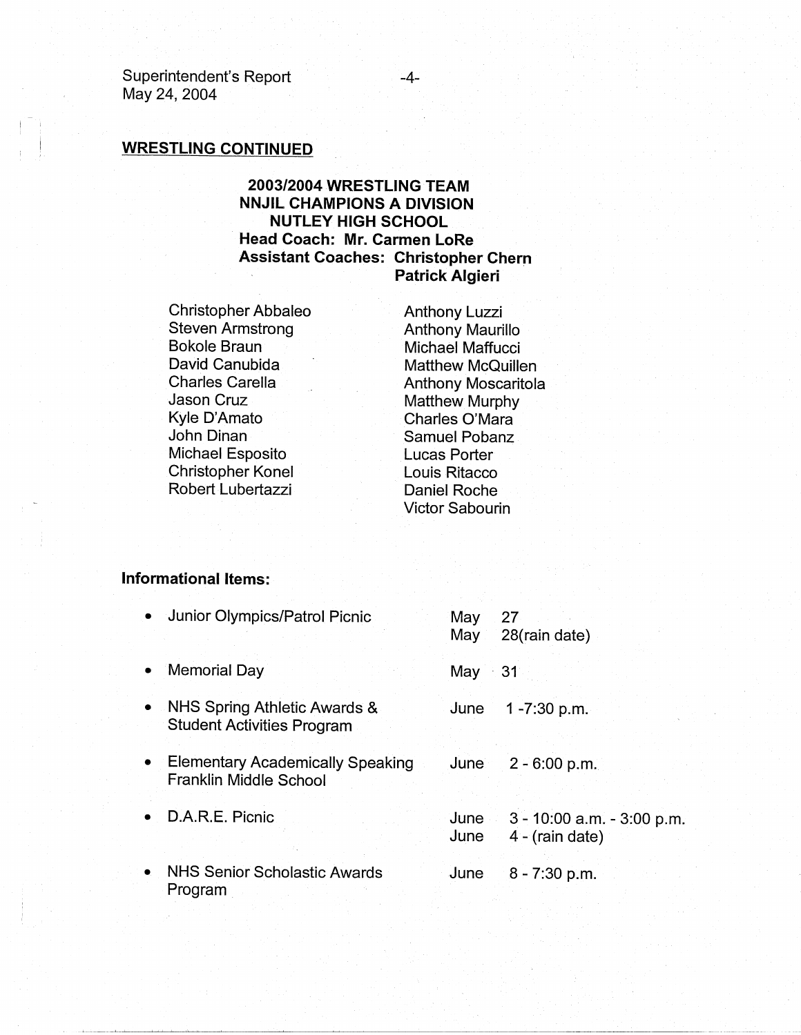## WRESTLING CONTINUED

**2003/2004 WRESTLING TEAM**
**NNJIL CHAMPIONS A DIVISION**
**NUTLEY HIGH SCHOOL**
**Head Coach: Mr. Carmen LoRe**
**Assistant Coaches: Christopher Chern**
**Patrick Algieri**

Christopher Abbaleo
Steven Armstrong
Bokole Braun
David Canubida
Charles Carella
Jason Cruz
Kyle D'Amato
John Dinan
Michael Esposito
Christopher Konel
Robert Lubertazzi
Anthony Luzzi
Anthony Maurillo
Michael Maffucci
Matthew McQuillen
Anthony Moscaritola
Matthew Murphy
Charles O'Mara
Samuel Pobanz
Lucas Porter
Louis Ritacco
Daniel Roche
Victor Sabourin

**Informational Items:**

- Junior Olympics/Patrol Picnic — May 27; May 28(rain date)
- Memorial Day — May 31
- NHS Spring Athletic Awards & Student Activities Program — June 1 -7:30 p.m.
- Elementary Academically Speaking Franklin Middle School — June 2 - 6:00 p.m.
- D.A.R.E. Picnic — June 3 - 10:00 a.m. - 3:00 p.m.; June 4 - (rain date)
- NHS Senior Scholastic Awards Program — June 8 - 7:30 p.m.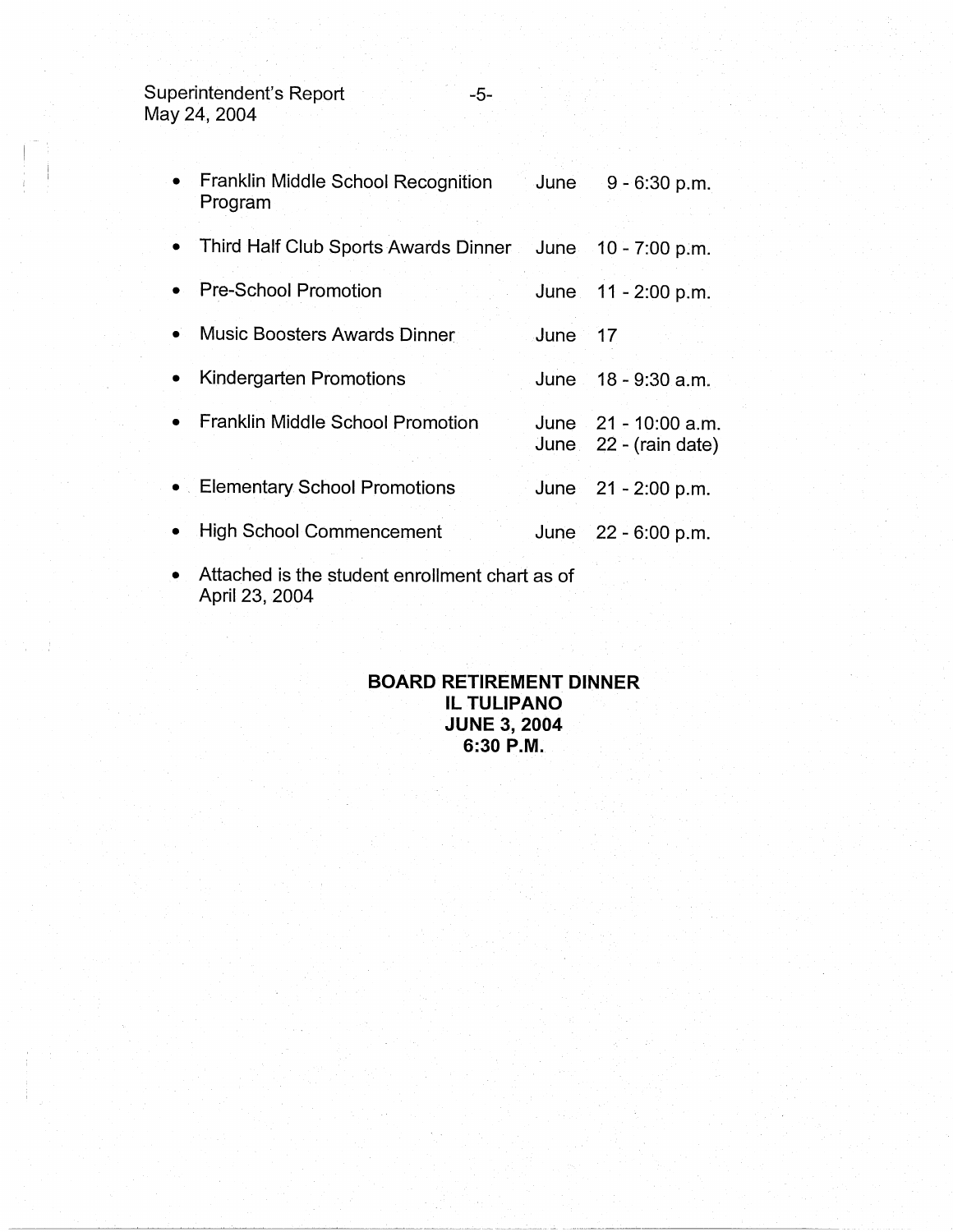- Franklin Middle School Recognition Program — June 9 - 6:30 p.m.
- Third Half Club Sports Awards Dinner — June 10 - 7:00 p.m.
- Pre-School Promotion — June 11 - 2:00 p.m.
- Music Boosters Awards Dinner — June 17
- Kindergarten Promotions — June 18 - 9:30 a.m.
- Franklin Middle School Promotion — June 21 - 10:00 a.m.; June 22 - (rain date)
- Elementary School Promotions — June 21 - 2:00 p.m.
- High School Commencement — June 22 - 6:00 p.m.
- Attached is the student enrollment chart as of April 23, 2004

**BOARD RETIREMENT DINNER**
**IL TULIPANO**
**JUNE 3, 2004**
**6:30 P.M.**